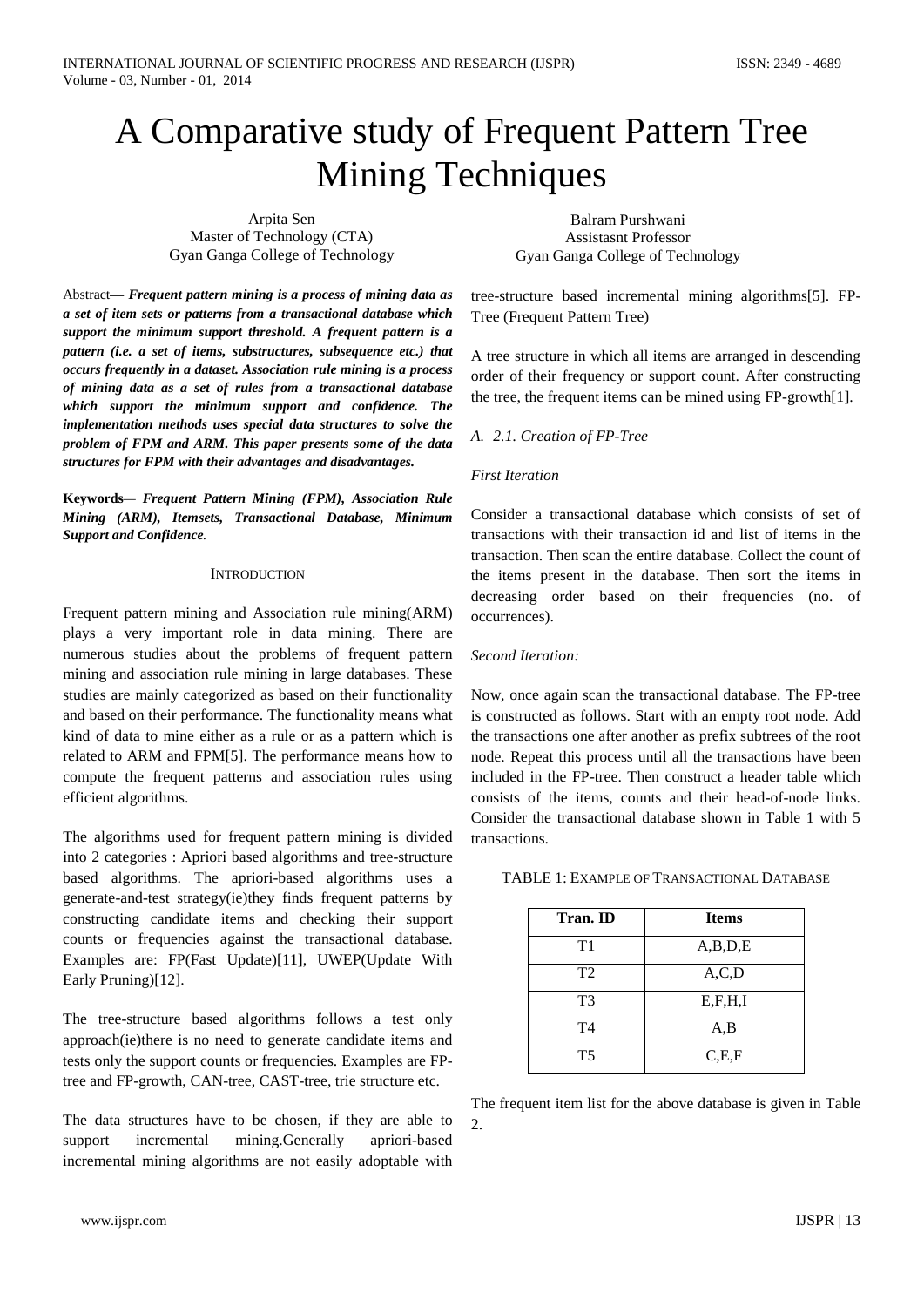# A Comparative study of Frequent Pattern Tree Mining Techniques

Arpita Sen
Master of Technology (CTA)
Gyan Ganga College of Technology

Balram Purshwani
Assistasnt Professor
Gyan Ganga College of Technology

Abstract— ***Frequent pattern mining is a process of mining data as a set of item sets or patterns from a transactional database which support the minimum support threshold. A frequent pattern is a pattern (i.e. a set of items, substructures, subsequence etc.) that occurs frequently in a dataset. Association rule mining is a process of mining data as a set of rules from a transactional database which support the minimum support and confidence. The implementation methods uses special data structures to solve the problem of FPM and ARM. This paper presents some of the data structures for FPM with their advantages and disadvantages.***

**Keywords**— ***Frequent Pattern Mining (FPM), Association Rule Mining (ARM), Itemsets, Transactional Database, Minimum Support and Confidence****.*

## Introduction

Frequent pattern mining and Association rule mining(ARM) plays a very important role in data mining. There are numerous studies about the problems of frequent pattern mining and association rule mining in large databases. These studies are mainly categorized as based on their functionality and based on their performance. The functionality means what kind of data to mine either as a rule or as a pattern which is related to ARM and FPM[5]. The performance means how to compute the frequent patterns and association rules using efficient algorithms.

The algorithms used for frequent pattern mining is divided into 2 categories : Apriori based algorithms and tree-structure based algorithms. The apriori-based algorithms uses a generate-and-test strategy(ie)they finds frequent patterns by constructing candidate items and checking their support counts or frequencies against the transactional database. Examples are: FP(Fast Update)[11], UWEP(Update With Early Pruning)[12].

The tree-structure based algorithms follows a test only approach(ie)there is no need to generate candidate items and tests only the support counts or frequencies. Examples are FP-tree and FP-growth, CAN-tree, CAST-tree, trie structure etc.

The data structures have to be chosen, if they are able to support incremental mining.Generally apriori-based incremental mining algorithms are not easily adoptable with tree-structure based incremental mining algorithms[5]. FP-Tree (Frequent Pattern Tree)

A tree structure in which all items are arranged in descending order of their frequency or support count. After constructing the tree, the frequent items can be mined using FP-growth[1].

### *A. 2.1. Creation of FP-Tree*

*First Iteration*

Consider a transactional database which consists of set of transactions with their transaction id and list of items in the transaction. Then scan the entire database. Collect the count of the items present in the database. Then sort the items in decreasing order based on their frequencies (no. of occurrences).

*Second Iteration:*

Now, once again scan the transactional database. The FP-tree is constructed as follows. Start with an empty root node. Add the transactions one after another as prefix subtrees of the root node. Repeat this process until all the transactions have been included in the FP-tree. Then construct a header table which consists of the items, counts and their head-of-node links. Consider the transactional database shown in Table 1 with 5 transactions.

TABLE 1: EXAMPLE OF TRANSACTIONAL DATABASE

| Tran. ID | Items |
|---|---|
| T1 | A,B,D,E |
| T2 | A,C,D |
| T3 | E,F,H,I |
| T4 | A,B |
| T5 | C,E,F |

The frequent item list for the above database is given in Table 2.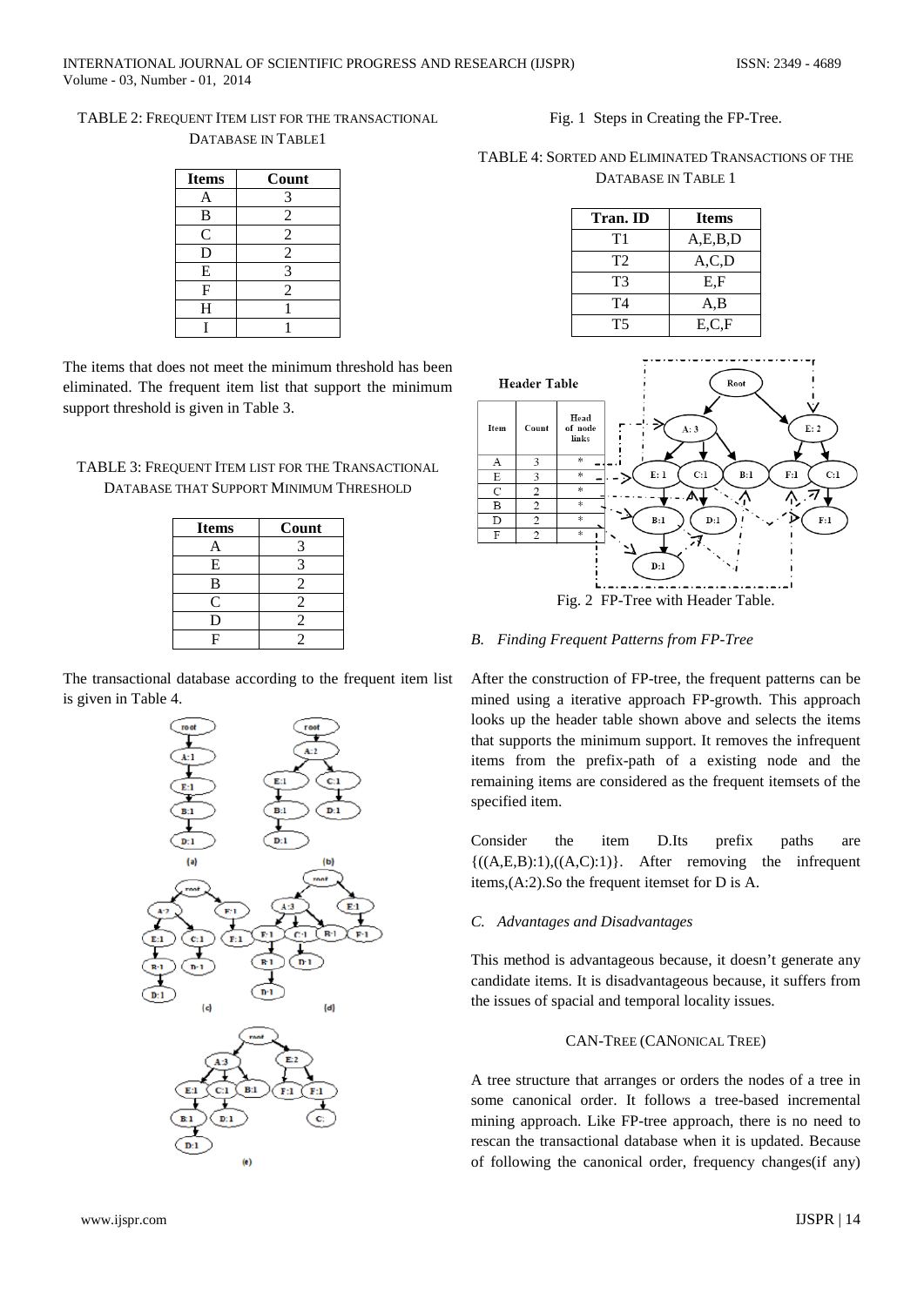TABLE 2: FREQUENT ITEM LIST FOR THE TRANSACTIONAL DATABASE IN TABLE1

| Items | Count |
|---|---|
| A | 3 |
| B | 2 |
| C | 2 |
| D | 2 |
| E | 3 |
| F | 2 |
| H | 1 |
| I | 1 |

The items that does not meet the minimum threshold has been eliminated. The frequent item list that support the minimum support threshold is given in Table 3.

TABLE 3: FREQUENT ITEM LIST FOR THE TRANSACTIONAL DATABASE THAT SUPPORT MINIMUM THRESHOLD

| Items | Count |
|---|---|
| A | 3 |
| E | 3 |
| B | 2 |
| C | 2 |
| D | 2 |
| F | 2 |

The transactional database according to the frequent item list is given in Table 4.

Fig. 1 Steps in Creating the FP-Tree.

TABLE 4: SORTED AND ELIMINATED TRANSACTIONS OF THE DATABASE IN TABLE 1

| Tran. ID | Items |
|---|---|
| T1 | A,E,B,D |
| T2 | A,C,D |
| T3 | E,F |
| T4 | A,B |
| T5 | E,C,F |

Fig. 2 FP-Tree with Header Table.

### *B. Finding Frequent Patterns from FP-Tree*

After the construction of FP-tree, the frequent patterns can be mined using a iterative approach FP-growth. This approach looks up the header table shown above and selects the items that supports the minimum support. It removes the infrequent items from the prefix-path of a existing node and the remaining items are considered as the frequent itemsets of the specified item.

Consider the item D.Its prefix paths are {((A,E,B):1),((A,C):1)}. After removing the infrequent items,(A:2).So the frequent itemset for D is A.

### *C. Advantages and Disadvantages*

This method is advantageous because, it doesn't generate any candidate items. It is disadvantageous because, it suffers from the issues of spacial and temporal locality issues.

## CAN-TREE (CANONICAL TREE)

A tree structure that arranges or orders the nodes of a tree in some canonical order. It follows a tree-based incremental mining approach. Like FP-tree approach, there is no need to rescan the transactional database when it is updated. Because of following the canonical order, frequency changes(if any)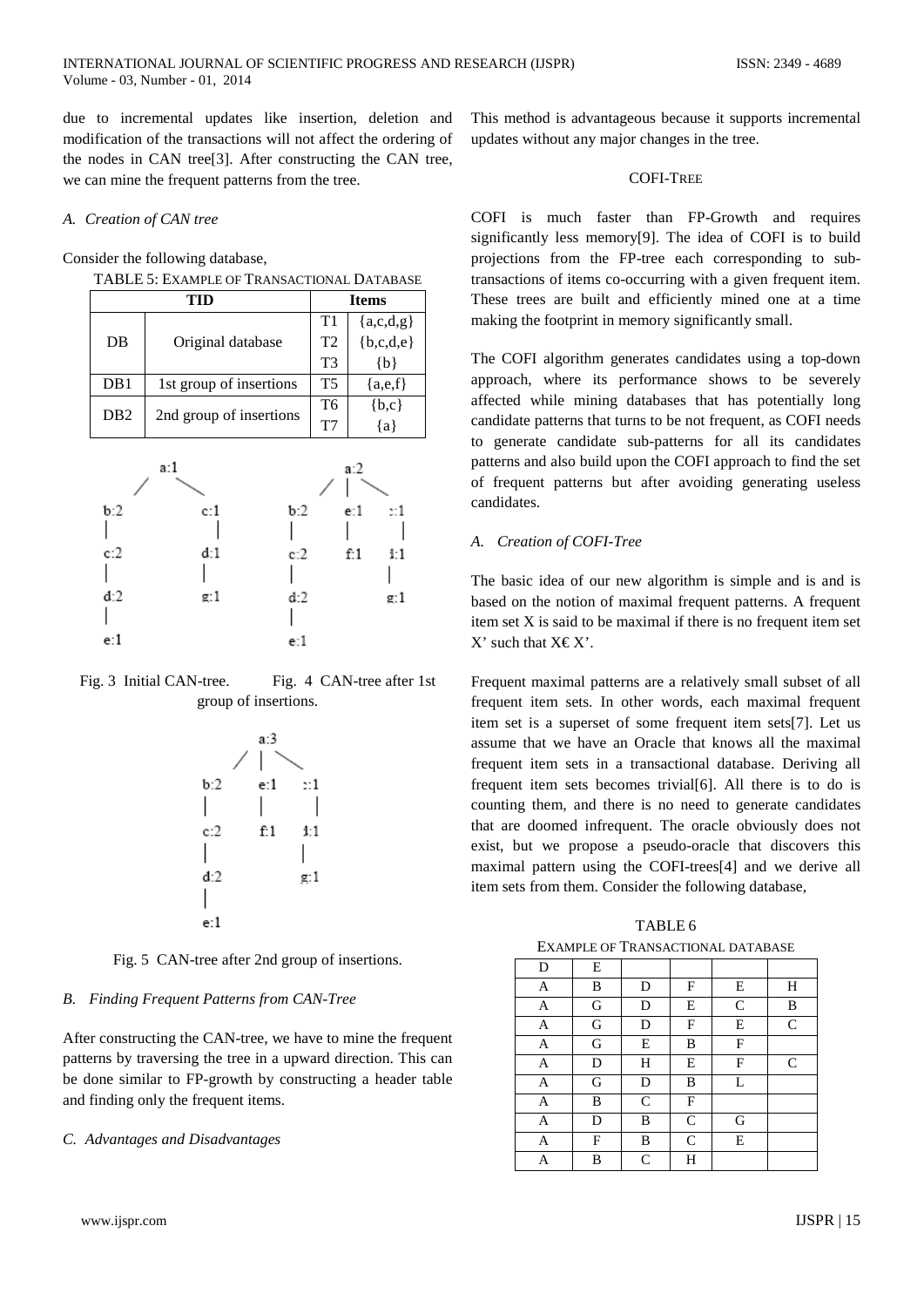due to incremental updates like insertion, deletion and modification of the transactions will not affect the ordering of the nodes in CAN tree[3]. After constructing the CAN tree, we can mine the frequent patterns from the tree.

### *A. Creation of CAN tree*

Consider the following database,

TABLE 5: EXAMPLE OF TRANSACTIONAL DATABASE

| TID | | Items | |
|---|---|---|---|
| DB | Original database | T1 | {a,c,d,g} |
| | | T2 | {b,c,d,e} |
| | | T3 | {b} |
| DB1 | 1st group of insertions | T5 | {a,e,f} |
| DB2 | 2nd group of insertions | T6 | {b,c} |
| | | T7 | {a} |

Fig. 3 Initial CAN-tree. Fig. 4 CAN-tree after 1st group of insertions.

Fig. 5 CAN-tree after 2nd group of insertions.

### *B. Finding Frequent Patterns from CAN-Tree*

After constructing the CAN-tree, we have to mine the frequent patterns by traversing the tree in a upward direction. This can be done similar to FP-growth by constructing a header table and finding only the frequent items.

### *C. Advantages and Disadvantages*

This method is advantageous because it supports incremental updates without any major changes in the tree.

## COFI-TREE

COFI is much faster than FP-Growth and requires significantly less memory[9]. The idea of COFI is to build projections from the FP-tree each corresponding to sub-transactions of items co-occurring with a given frequent item. These trees are built and efficiently mined one at a time making the footprint in memory significantly small.

The COFI algorithm generates candidates using a top-down approach, where its performance shows to be severely affected while mining databases that has potentially long candidate patterns that turns to be not frequent, as COFI needs to generate candidate sub-patterns for all its candidates patterns and also build upon the COFI approach to find the set of frequent patterns but after avoiding generating useless candidates.

### *A. Creation of COFI-Tree*

The basic idea of our new algorithm is simple and is and is based on the notion of maximal frequent patterns. A frequent item set X is said to be maximal if there is no frequent item set X' such that X€ X'.

Frequent maximal patterns are a relatively small subset of all frequent item sets. In other words, each maximal frequent item set is a superset of some frequent item sets[7]. Let us assume that we have an Oracle that knows all the maximal frequent item sets in a transactional database. Deriving all frequent item sets becomes trivial[6]. All there is to do is counting them, and there is no need to generate candidates that are doomed infrequent. The oracle obviously does not exist, but we propose a pseudo-oracle that discovers this maximal pattern using the COFI-trees[4] and we derive all item sets from them. Consider the following database,

TABLE 6
EXAMPLE OF TRANSACTIONAL DATABASE

| D | E | | | | |
|---|---|---|---|---|---|
| A | B | D | F | E | H |
| A | G | D | E | C | B |
| A | G | D | F | E | C |
| A | G | E | B | F | |
| A | D | H | E | F | C |
| A | G | D | B | L | |
| A | B | C | F | | |
| A | D | B | C | G | |
| A | F | B | C | E | |
| A | B | C | H | | |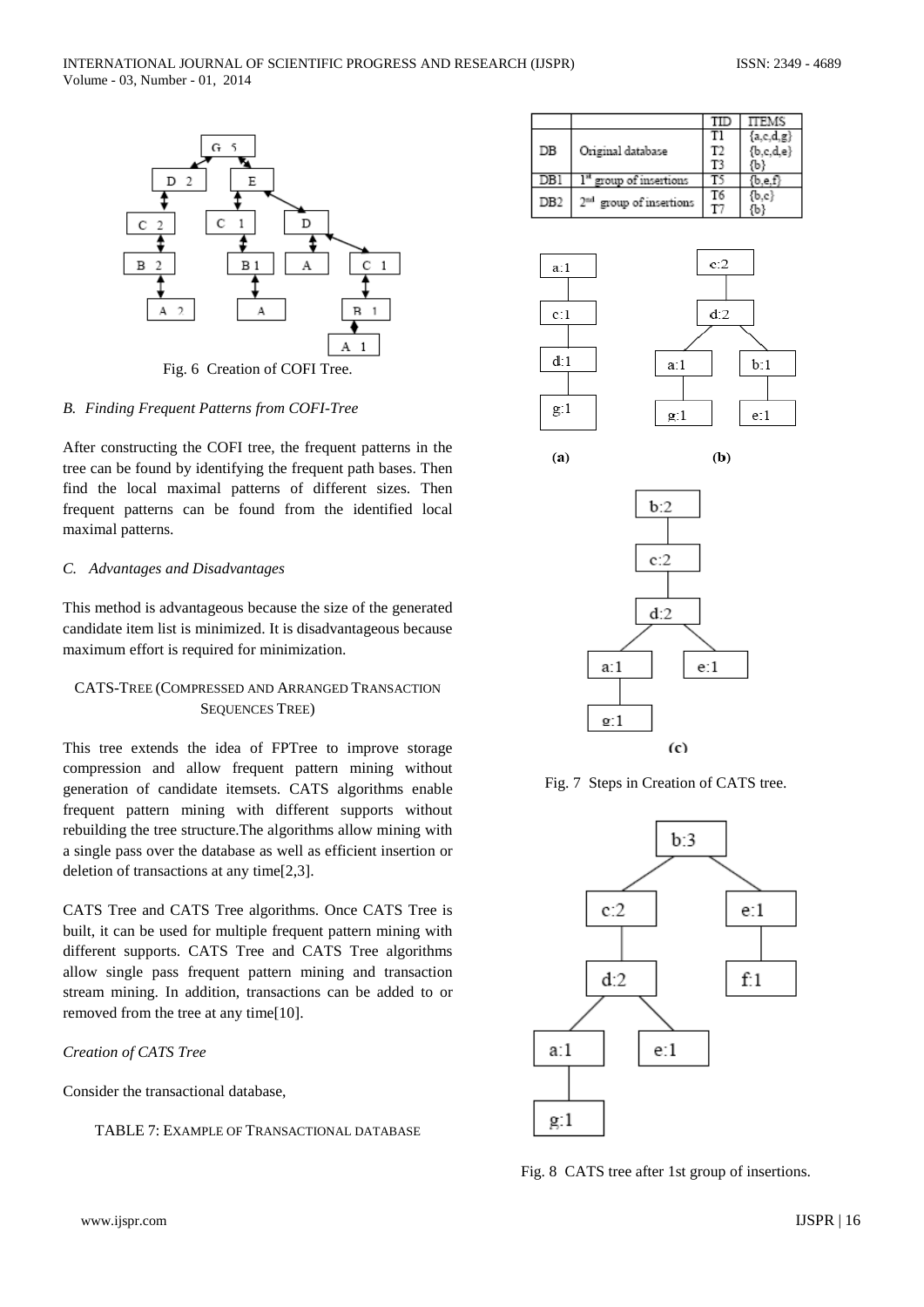Fig. 6 Creation of COFI Tree.

### B. Finding Frequent Patterns from COFI-Tree

After constructing the COFI tree, the frequent patterns in the tree can be found by identifying the frequent path bases. Then find the local maximal patterns of different sizes. Then frequent patterns can be found from the identified local maximal patterns.

### C. Advantages and Disadvantages

This method is advantageous because the size of the generated candidate item list is minimized. It is disadvantageous because maximum effort is required for minimization.

## CATS-TREE (COMPRESSED AND ARRANGED TRANSACTION SEQUENCES TREE)

This tree extends the idea of FPTree to improve storage compression and allow frequent pattern mining without generation of candidate itemsets. CATS algorithms enable frequent pattern mining with different supports without rebuilding the tree structure.The algorithms allow mining with a single pass over the database as well as efficient insertion or deletion of transactions at any time[2,3].

CATS Tree and CATS Tree algorithms. Once CATS Tree is built, it can be used for multiple frequent pattern mining with different supports. CATS Tree and CATS Tree algorithms allow single pass frequent pattern mining and transaction stream mining. In addition, transactions can be added to or removed from the tree at any time[10].

*Creation of CATS Tree*

Consider the transactional database,

TABLE 7: EXAMPLE OF TRANSACTIONAL DATABASE

| | | TID | ITEMS |
|---|---|---|---|
| DB | Original database | T1<br>T2<br>T3 | {a,c,d,g}<br>{b,c,d,e}<br>{b} |
| DB1 | 1st group of insertions | T5 | {b,e,f} |
| DB2 | 2nd group of insertions | T6<br>T7 | {b,c}<br>{b} |

Fig. 7 Steps in Creation of CATS tree.

Fig. 8 CATS tree after 1st group of insertions.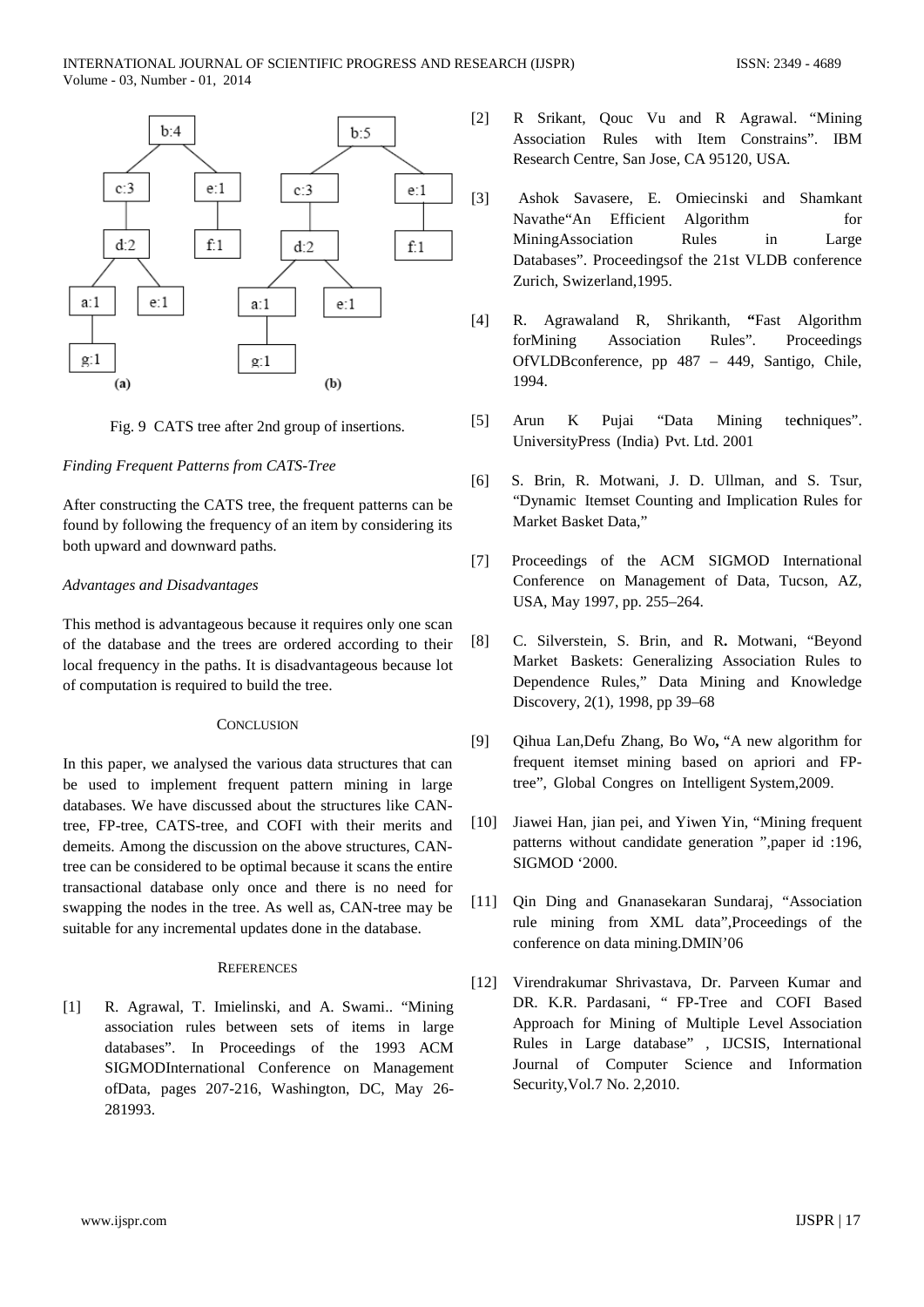b:4
c:3
e:1
d:2
f:1
a:1
e:1
g:1
(a)

b:5
c:3
e:1
d:2
f:1
a:1
e:1
g:1
(b)

Fig. 9 CATS tree after 2nd group of insertions.

*Finding Frequent Patterns from CATS-Tree*

After constructing the CATS tree, the frequent patterns can be found by following the frequency of an item by considering its both upward and downward paths.

*Advantages and Disadvantages*

This method is advantageous because it requires only one scan of the database and the trees are ordered according to their local frequency in the paths. It is disadvantageous because lot of computation is required to build the tree.

## CONCLUSION

In this paper, we analysed the various data structures that can be used to implement frequent pattern mining in large databases. We have discussed about the structures like CAN-tree, FP-tree, CATS-tree, and COFI with their merits and demeits. Among the discussion on the above structures, CAN-tree can be considered to be optimal because it scans the entire transactional database only once and there is no need for swapping the nodes in the tree. As well as, CAN-tree may be suitable for any incremental updates done in the database.

## REFERENCES

[1] R. Agrawal, T. Imielinski, and A. Swami.. "Mining association rules between sets of items in large databases". In Proceedings of the 1993 ACM SIGMODInternational Conference on Management ofData, pages 207-216, Washington, DC, May 26-281993.

[2] R Srikant, Qouc Vu and R Agrawal. "Mining Association Rules with Item Constrains". IBM Research Centre, San Jose, CA 95120, USA.

[3] Ashok Savasere, E. Omiecinski and Shamkant Navathe"An Efficient Algorithm for MiningAssociation Rules in Large Databases". Proceedingsof the 21st VLDB conference Zurich, Swizerland,1995.

[4] R. Agrawaland R, Shrikanth, "Fast Algorithm forMining Association Rules". Proceedings OfVLDBconference, pp 487 – 449, Santigo, Chile, 1994.

[5] Arun K Pujai "Data Mining techniques". UniversityPress (India) Pvt. Ltd. 2001

[6] S. Brin, R. Motwani, J. D. Ullman, and S. Tsur, "Dynamic Itemset Counting and Implication Rules for Market Basket Data,"

[7] Proceedings of the ACM SIGMOD International Conference on Management of Data, Tucson, AZ, USA, May 1997, pp. 255–264.

[8] C. Silverstein, S. Brin, and R. Motwani, "Beyond Market Baskets: Generalizing Association Rules to Dependence Rules," Data Mining and Knowledge Discovery, 2(1), 1998, pp 39–68

[9] Qihua Lan,Defu Zhang, Bo Wo, "A new algorithm for frequent itemset mining based on apriori and FP-tree", Global Congres on Intelligent System,2009.

[10] Jiawei Han, jian pei, and Yiwen Yin, "Mining frequent patterns without candidate generation ",paper id :196, SIGMOD '2000.

[11] Qin Ding and Gnanasekaran Sundaraj, "Association rule mining from XML data",Proceedings of the conference on data mining.DMIN'06

[12] Virendrakumar Shrivastava, Dr. Parveen Kumar and DR. K.R. Pardasani, " FP-Tree and COFI Based Approach for Mining of Multiple Level Association Rules in Large database" , IJCSIS, International Journal of Computer Science and Information Security,Vol.7 No. 2,2010.